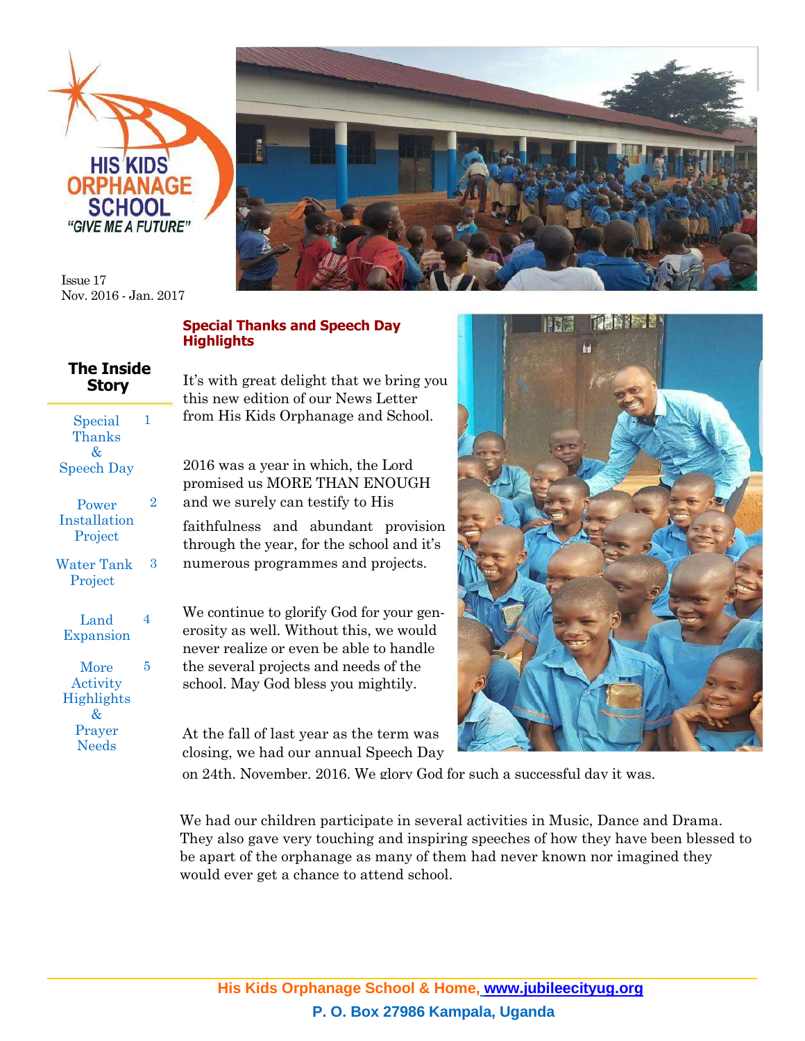HIS KIDS ORPHANAGE SCHOOL

*"GIVE ME A FUTURE"*

Issue 17
Nov. 2016 - Jan. 2017

## The Inside Story

| | |
|---|---|
| Special Thanks & Speech Day | 1 |
| Power Installation Project | 2 |
| Water Tank Project | 3 |
| Land Expansion | 4 |
| More Activity Highlights & Prayer Needs | 5 |

## Special Thanks and Speech Day Highlights

It's with great delight that we bring you this new edition of our News Letter from His Kids Orphanage and School.

2016 was a year in which, the Lord promised us MORE THAN ENOUGH and we surely can testify to His faithfulness and abundant provision through the year, for the school and it's numerous programmes and projects.

We continue to glorify God for your generosity as well. Without this, we would never realize or even be able to handle the several projects and needs of the school. May God bless you mightily.

At the fall of last year as the term was closing, we had our annual Speech Day on 24th. November. 2016. We glory God for such a successful day it was.

We had our children participate in several activities in Music, Dance and Drama. They also gave very touching and inspiring speeches of how they have been blessed to be apart of the orphanage as many of them had never known nor imagined they would ever get a chance to attend school.

His Kids Orphanage School & Home, www.jubileecityug.org
P. O. Box 27986 Kampala, Uganda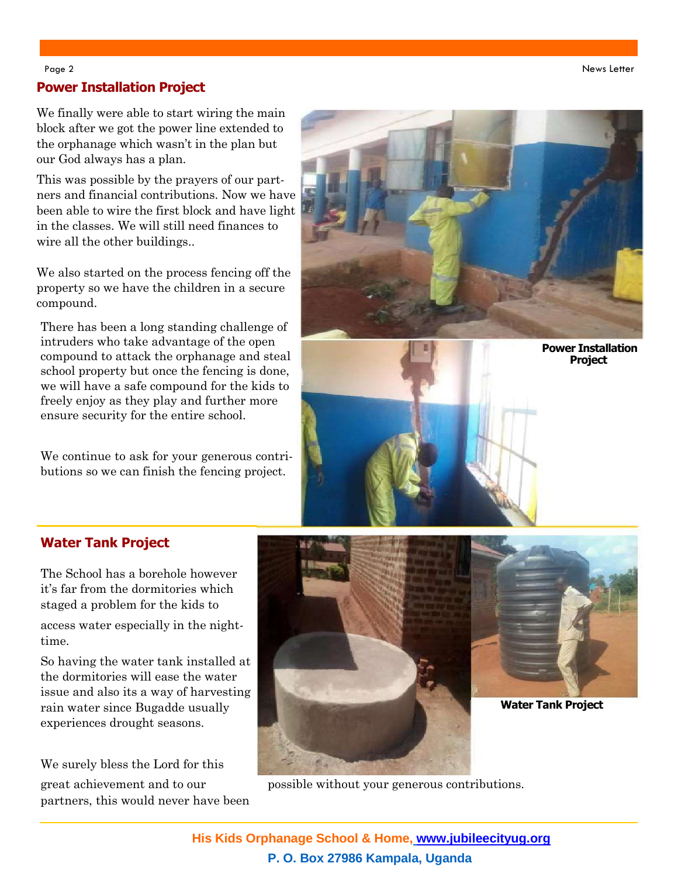## Power Installation Project

We finally were able to start wiring the main block after we got the power line extended to the orphanage which wasn't in the plan but our God always has a plan.

This was possible by the prayers of our partners and financial contributions. Now we have been able to wire the first block and have light in the classes. We will still need finances to wire all the other buildings..

We also started on the process fencing off the property so we have the children in a secure compound.

There has been a long standing challenge of intruders who take advantage of the open compound to attack the orphanage and steal school property but once the fencing is done, we will have a safe compound for the kids to freely enjoy as they play and further more ensure security for the entire school.

We continue to ask for your generous contributions so we can finish the fencing project.

**Power Installation Project**

## Water Tank Project

The School has a borehole however it's far from the dormitories which staged a problem for the kids to access water especially in the night-time.

So having the water tank installed at the dormitories will ease the water issue and also its a way of harvesting rain water since Bugadde usually experiences drought seasons.

We surely bless the Lord for this great achievement and to our partners, this would never have been possible without your generous contributions.

**Water Tank Project**

**His Kids Orphanage School & Home, www.jubileecityug.org**

**P. O. Box 27986 Kampala, Uganda**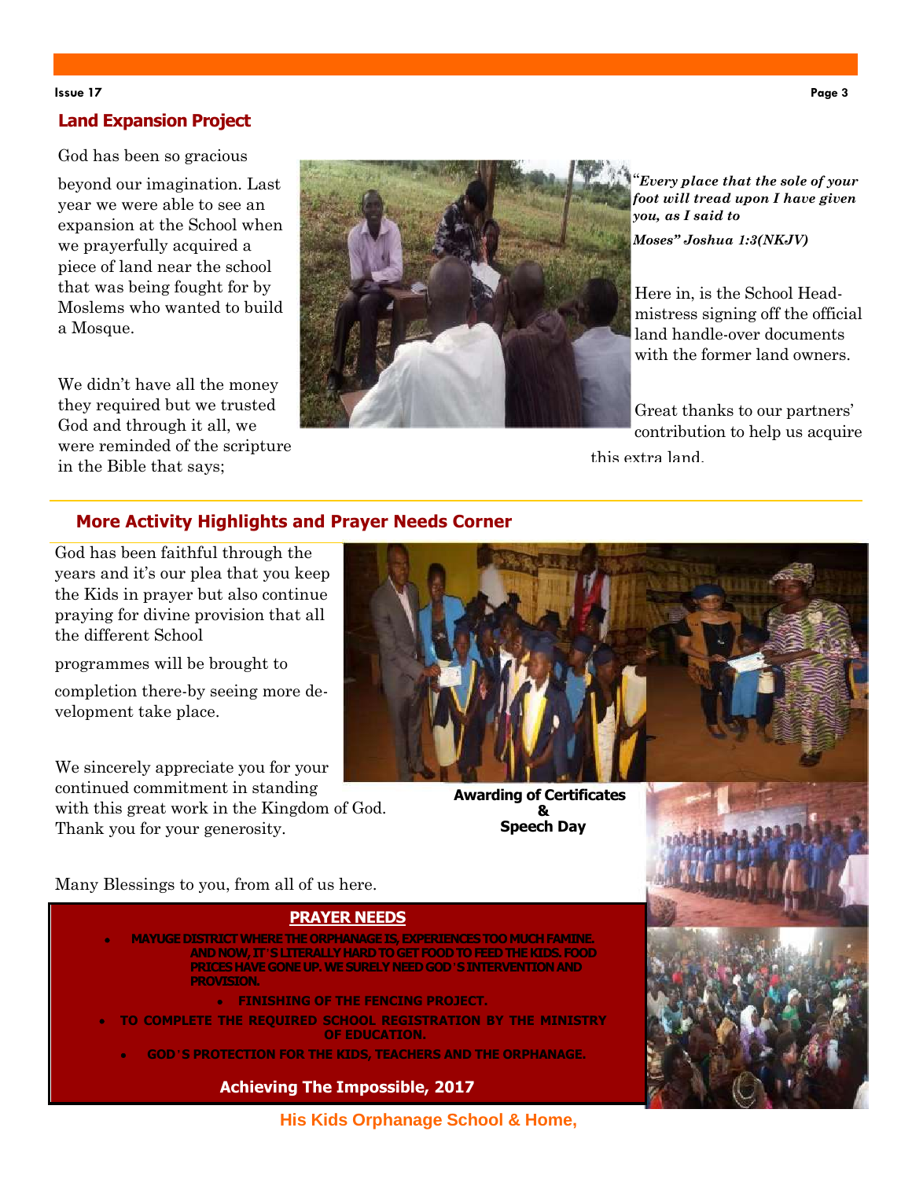## Land Expansion Project

God has been so gracious beyond our imagination. Last year we were able to see an expansion at the School when we prayerfully acquired a piece of land near the school that was being fought for by Moslems who wanted to build a Mosque.

We didn't have all the money they required but we trusted God and through it all, we were reminded of the scripture in the Bible that says;

*"Every place that the sole of your foot will tread upon I have given you, as I said to Moses" Joshua 1:3(NKJV)*

Here in, is the School Head-mistress signing off the official land handle-over documents with the former land owners.

Great thanks to our partners' contribution to help us acquire this extra land.

## More Activity Highlights and Prayer Needs Corner

God has been faithful through the years and it's our plea that you keep the Kids in prayer but also continue praying for divine provision that all the different School programmes will be brought to completion there-by seeing more development take place.

We sincerely appreciate you for your continued commitment in standing with this great work in the Kingdom of God. Thank you for your generosity.

Many Blessings to you, from all of us here.

**Awarding of Certificates & Speech Day**

### PRAYER NEEDS

- **MAYUGE DISTRICT WHERE THE ORPHANAGE IS, EXPERIENCES TOO MUCH FAMINE. AND NOW, IT'S LITERALLY HARD TO GET FOOD TO FEED THE KIDS. FOOD PRICES HAVE GONE UP. WE SURELY NEED GOD'S INTERVENTION AND PROVISION.**
- **FINISHING OF THE FENCING PROJECT.**
- **TO COMPLETE THE REQUIRED SCHOOL REGISTRATION BY THE MINISTRY OF EDUCATION.**
- **GOD'S PROTECTION FOR THE KIDS, TEACHERS AND THE ORPHANAGE.**

**Achieving The Impossible, 2017**

**His Kids Orphanage School & Home,**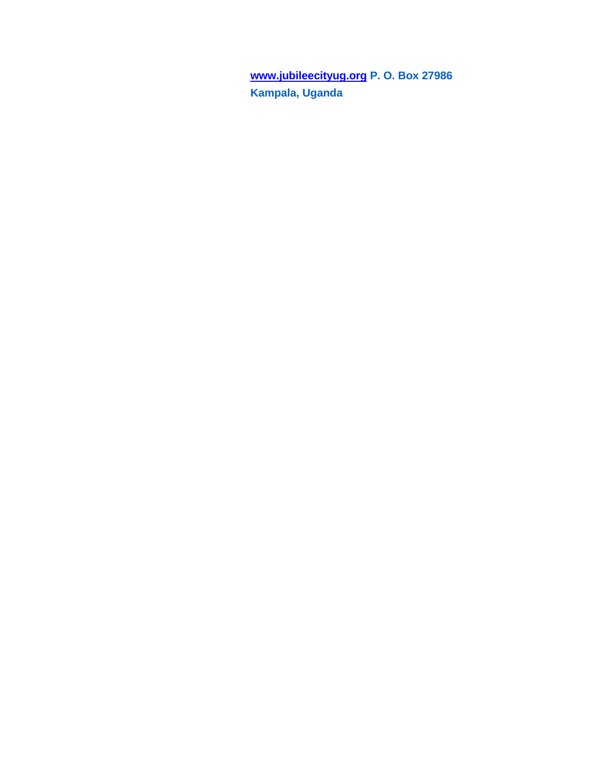**www.jubileecityug.org P. O. Box 27986**
**Kampala, Uganda**